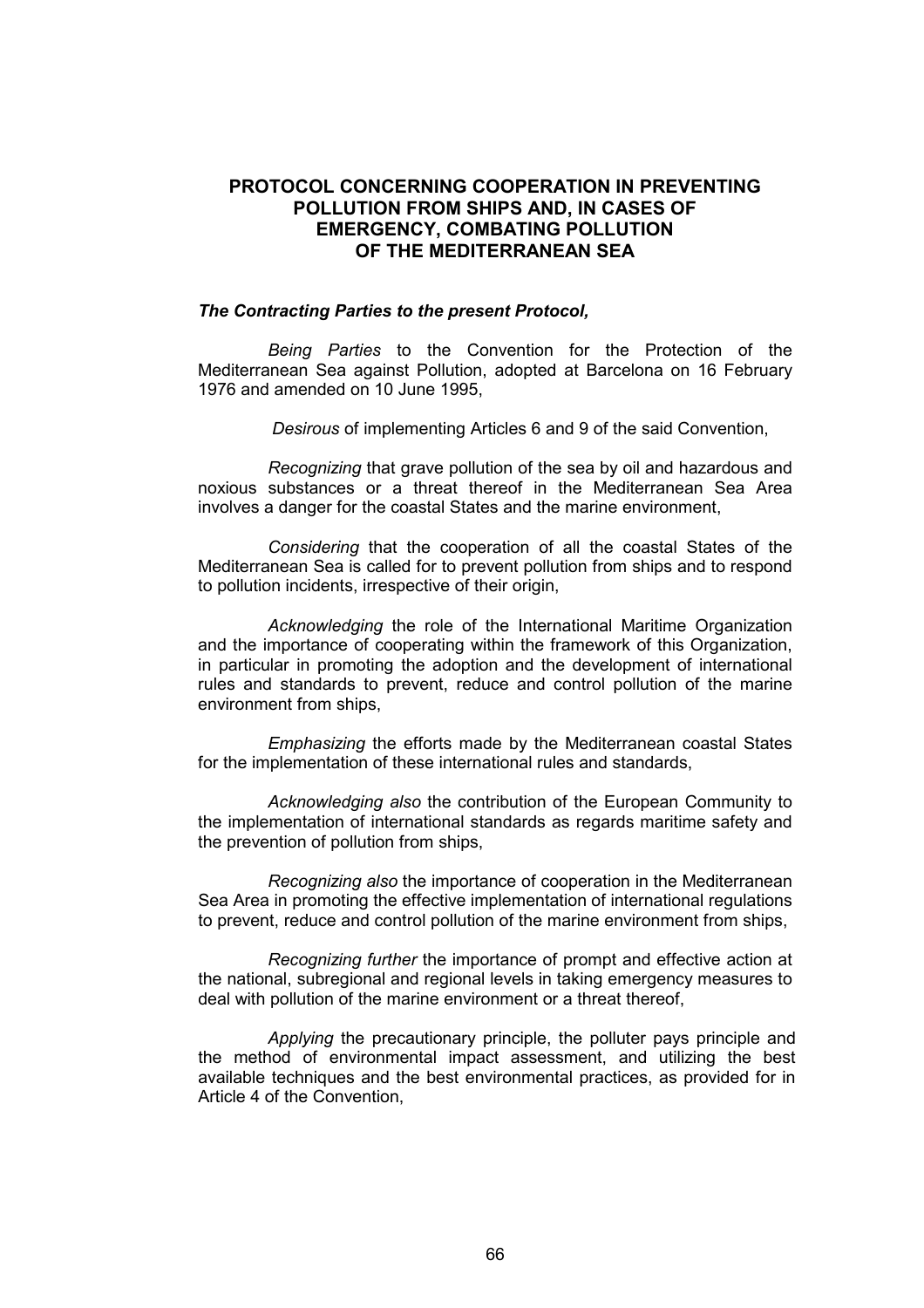# PROTOCOL CONCERNING COOPERATION IN PREVENTING POLLUTION FROM SHIPS AND, IN CASES OF EMERGENCY, COMBATING POLLUTION OF THE MEDITERRANEAN SEA

***The Contracting Parties to the present Protocol,***

*Being Parties* to the Convention for the Protection of the Mediterranean Sea against Pollution, adopted at Barcelona on 16 February 1976 and amended on 10 June 1995,

*Desirous* of implementing Articles 6 and 9 of the said Convention,

*Recognizing* that grave pollution of the sea by oil and hazardous and noxious substances or a threat thereof in the Mediterranean Sea Area involves a danger for the coastal States and the marine environment,

*Considering* that the cooperation of all the coastal States of the Mediterranean Sea is called for to prevent pollution from ships and to respond to pollution incidents, irrespective of their origin,

*Acknowledging* the role of the International Maritime Organization and the importance of cooperating within the framework of this Organization, in particular in promoting the adoption and the development of international rules and standards to prevent, reduce and control pollution of the marine environment from ships,

*Emphasizing* the efforts made by the Mediterranean coastal States for the implementation of these international rules and standards,

*Acknowledging also* the contribution of the European Community to the implementation of international standards as regards maritime safety and the prevention of pollution from ships,

*Recognizing also* the importance of cooperation in the Mediterranean Sea Area in promoting the effective implementation of international regulations to prevent, reduce and control pollution of the marine environment from ships,

*Recognizing further* the importance of prompt and effective action at the national, subregional and regional levels in taking emergency measures to deal with pollution of the marine environment or a threat thereof,

*Applying* the precautionary principle, the polluter pays principle and the method of environmental impact assessment, and utilizing the best available techniques and the best environmental practices, as provided for in Article 4 of the Convention,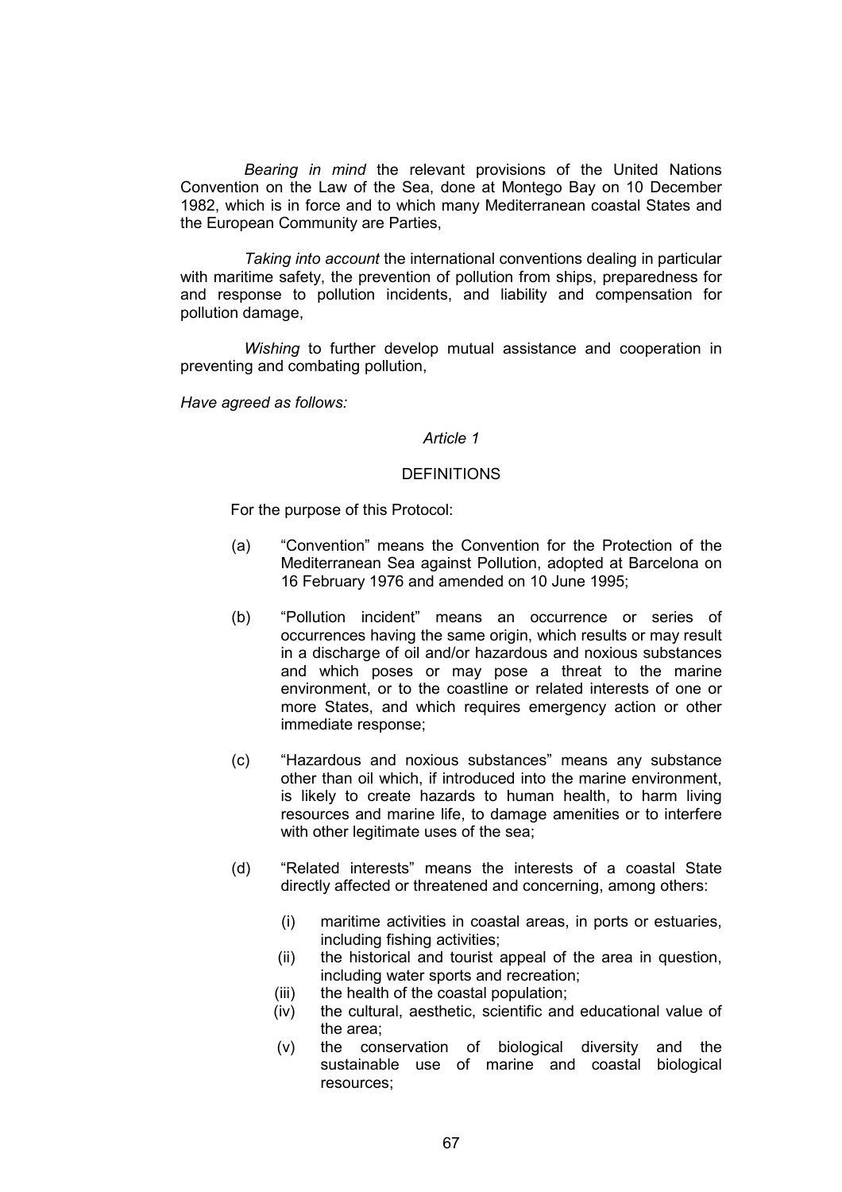*Bearing in mind* the relevant provisions of the United Nations Convention on the Law of the Sea, done at Montego Bay on 10 December 1982, which is in force and to which many Mediterranean coastal States and the European Community are Parties,

*Taking into account* the international conventions dealing in particular with maritime safety, the prevention of pollution from ships, preparedness for and response to pollution incidents, and liability and compensation for pollution damage,

*Wishing* to further develop mutual assistance and cooperation in preventing and combating pollution,

*Have agreed as follows:*

*Article 1*

DEFINITIONS

For the purpose of this Protocol:

(a) "Convention" means the Convention for the Protection of the Mediterranean Sea against Pollution, adopted at Barcelona on 16 February 1976 and amended on 10 June 1995;

(b) "Pollution incident" means an occurrence or series of occurrences having the same origin, which results or may result in a discharge of oil and/or hazardous and noxious substances and which poses or may pose a threat to the marine environment, or to the coastline or related interests of one or more States, and which requires emergency action or other immediate response;

(c) "Hazardous and noxious substances" means any substance other than oil which, if introduced into the marine environment, is likely to create hazards to human health, to harm living resources and marine life, to damage amenities or to interfere with other legitimate uses of the sea;

(d) "Related interests" means the interests of a coastal State directly affected or threatened and concerning, among others:

(i) maritime activities in coastal areas, in ports or estuaries, including fishing activities;
(ii) the historical and tourist appeal of the area in question, including water sports and recreation;
(iii) the health of the coastal population;
(iv) the cultural, aesthetic, scientific and educational value of the area;
(v) the conservation of biological diversity and the sustainable use of marine and coastal biological resources;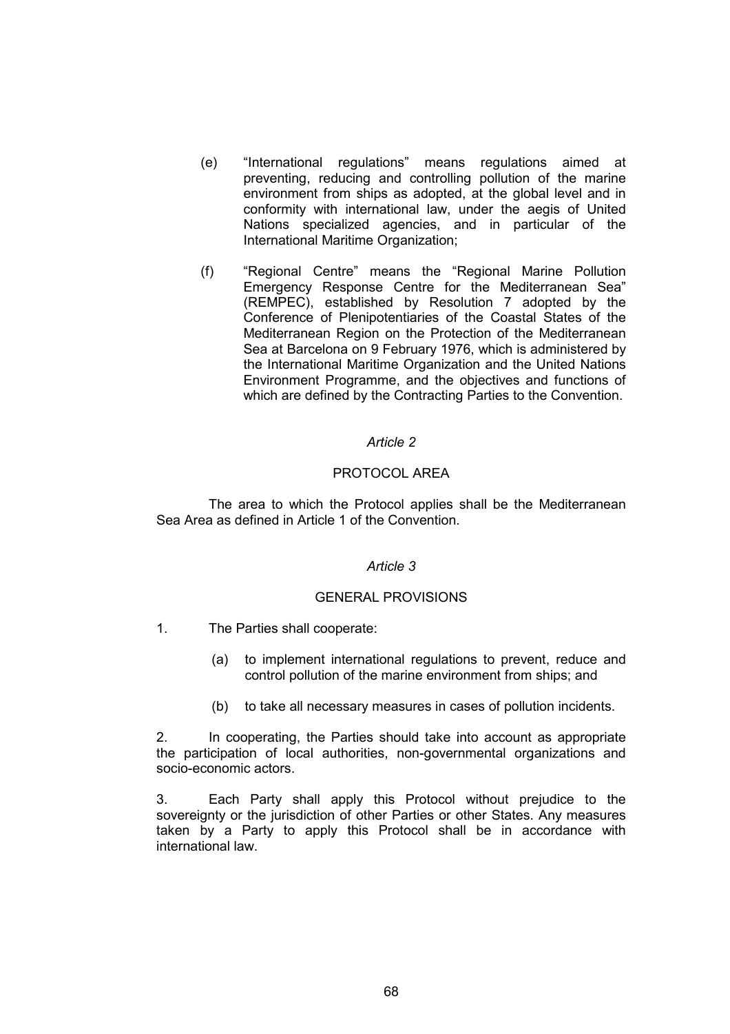(e) "International regulations" means regulations aimed at preventing, reducing and controlling pollution of the marine environment from ships as adopted, at the global level and in conformity with international law, under the aegis of United Nations specialized agencies, and in particular of the International Maritime Organization;

(f) "Regional Centre" means the "Regional Marine Pollution Emergency Response Centre for the Mediterranean Sea" (REMPEC), established by Resolution 7 adopted by the Conference of Plenipotentiaries of the Coastal States of the Mediterranean Region on the Protection of the Mediterranean Sea at Barcelona on 9 February 1976, which is administered by the International Maritime Organization and the United Nations Environment Programme, and the objectives and functions of which are defined by the Contracting Parties to the Convention.

*Article 2*

PROTOCOL AREA

The area to which the Protocol applies shall be the Mediterranean Sea Area as defined in Article 1 of the Convention.

*Article 3*

GENERAL PROVISIONS

1. The Parties shall cooperate:

   (a) to implement international regulations to prevent, reduce and control pollution of the marine environment from ships; and

   (b) to take all necessary measures in cases of pollution incidents.

2. In cooperating, the Parties should take into account as appropriate the participation of local authorities, non-governmental organizations and socio-economic actors.

3. Each Party shall apply this Protocol without prejudice to the sovereignty or the jurisdiction of other Parties or other States. Any measures taken by a Party to apply this Protocol shall be in accordance with international law.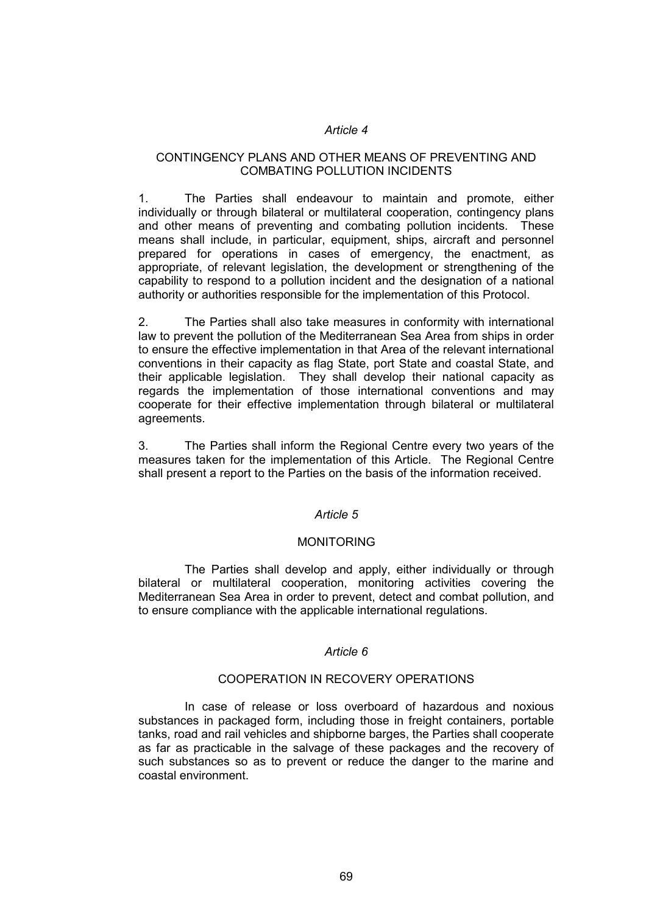*Article 4*

CONTINGENCY PLANS AND OTHER MEANS OF PREVENTING AND COMBATING POLLUTION INCIDENTS

1. The Parties shall endeavour to maintain and promote, either individually or through bilateral or multilateral cooperation, contingency plans and other means of preventing and combating pollution incidents. These means shall include, in particular, equipment, ships, aircraft and personnel prepared for operations in cases of emergency, the enactment, as appropriate, of relevant legislation, the development or strengthening of the capability to respond to a pollution incident and the designation of a national authority or authorities responsible for the implementation of this Protocol.

2. The Parties shall also take measures in conformity with international law to prevent the pollution of the Mediterranean Sea Area from ships in order to ensure the effective implementation in that Area of the relevant international conventions in their capacity as flag State, port State and coastal State, and their applicable legislation. They shall develop their national capacity as regards the implementation of those international conventions and may cooperate for their effective implementation through bilateral or multilateral agreements.

3. The Parties shall inform the Regional Centre every two years of the measures taken for the implementation of this Article. The Regional Centre shall present a report to the Parties on the basis of the information received.

*Article 5*

MONITORING

The Parties shall develop and apply, either individually or through bilateral or multilateral cooperation, monitoring activities covering the Mediterranean Sea Area in order to prevent, detect and combat pollution, and to ensure compliance with the applicable international regulations.

*Article 6*

COOPERATION IN RECOVERY OPERATIONS

In case of release or loss overboard of hazardous and noxious substances in packaged form, including those in freight containers, portable tanks, road and rail vehicles and shipborne barges, the Parties shall cooperate as far as practicable in the salvage of these packages and the recovery of such substances so as to prevent or reduce the danger to the marine and coastal environment.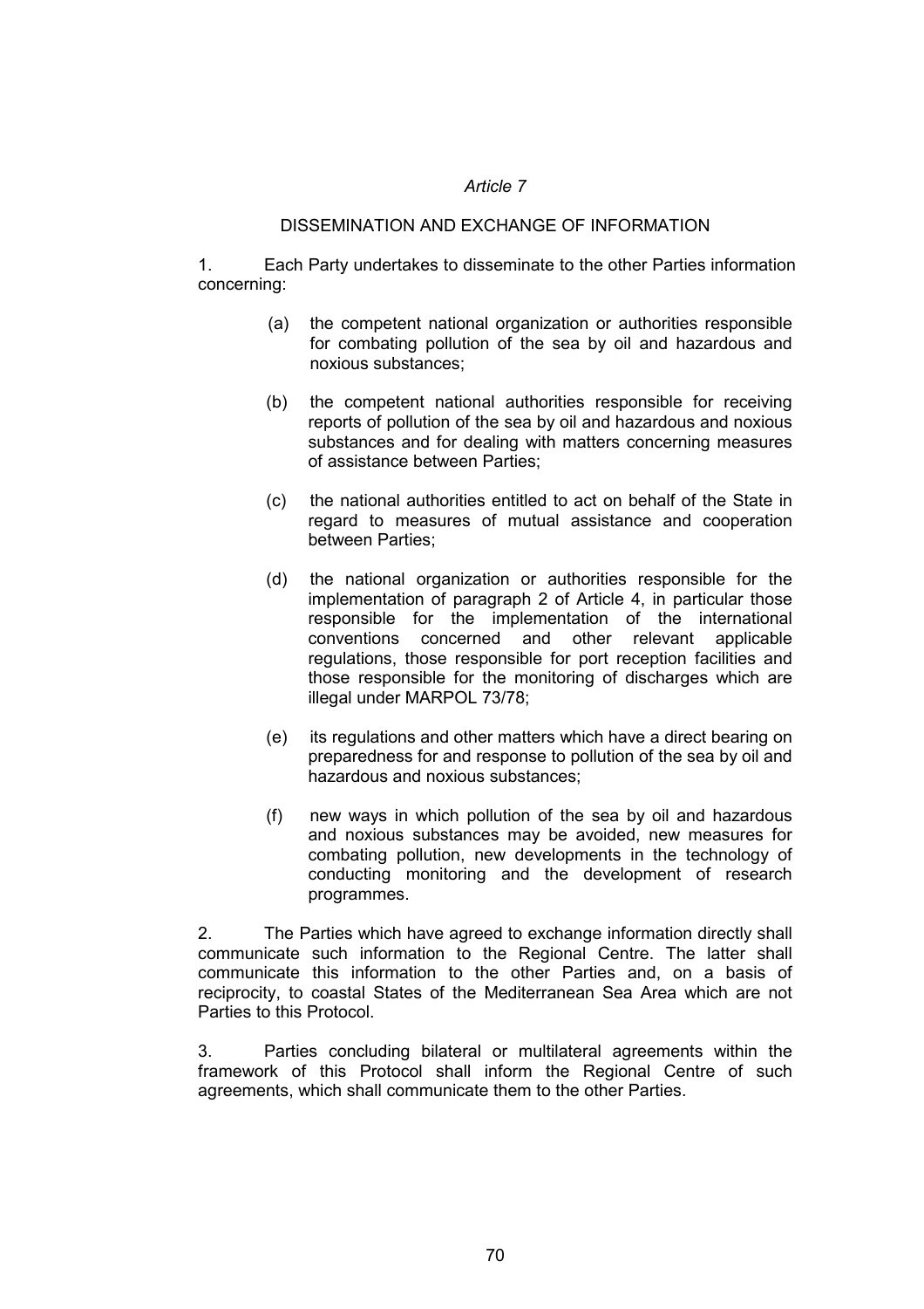*Article 7*

DISSEMINATION AND EXCHANGE OF INFORMATION

1. Each Party undertakes to disseminate to the other Parties information concerning:

(a) the competent national organization or authorities responsible for combating pollution of the sea by oil and hazardous and noxious substances;

(b) the competent national authorities responsible for receiving reports of pollution of the sea by oil and hazardous and noxious substances and for dealing with matters concerning measures of assistance between Parties;

(c) the national authorities entitled to act on behalf of the State in regard to measures of mutual assistance and cooperation between Parties;

(d) the national organization or authorities responsible for the implementation of paragraph 2 of Article 4, in particular those responsible for the implementation of the international conventions concerned and other relevant applicable regulations, those responsible for port reception facilities and those responsible for the monitoring of discharges which are illegal under MARPOL 73/78;

(e) its regulations and other matters which have a direct bearing on preparedness for and response to pollution of the sea by oil and hazardous and noxious substances;

(f) new ways in which pollution of the sea by oil and hazardous and noxious substances may be avoided, new measures for combating pollution, new developments in the technology of conducting monitoring and the development of research programmes.

2. The Parties which have agreed to exchange information directly shall communicate such information to the Regional Centre. The latter shall communicate this information to the other Parties and, on a basis of reciprocity, to coastal States of the Mediterranean Sea Area which are not Parties to this Protocol.

3. Parties concluding bilateral or multilateral agreements within the framework of this Protocol shall inform the Regional Centre of such agreements, which shall communicate them to the other Parties.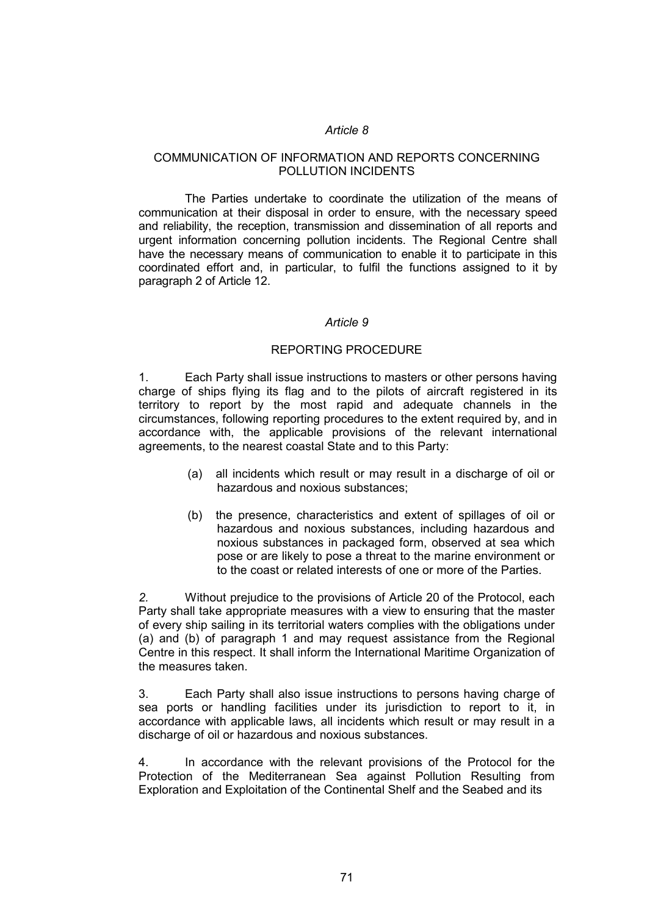*Article 8*

COMMUNICATION OF INFORMATION AND REPORTS CONCERNING POLLUTION INCIDENTS

The Parties undertake to coordinate the utilization of the means of communication at their disposal in order to ensure, with the necessary speed and reliability, the reception, transmission and dissemination of all reports and urgent information concerning pollution incidents. The Regional Centre shall have the necessary means of communication to enable it to participate in this coordinated effort and, in particular, to fulfil the functions assigned to it by paragraph 2 of Article 12.

*Article 9*

REPORTING PROCEDURE

1. Each Party shall issue instructions to masters or other persons having charge of ships flying its flag and to the pilots of aircraft registered in its territory to report by the most rapid and adequate channels in the circumstances, following reporting procedures to the extent required by, and in accordance with, the applicable provisions of the relevant international agreements, to the nearest coastal State and to this Party:

(a) all incidents which result or may result in a discharge of oil or hazardous and noxious substances;

(b) the presence, characteristics and extent of spillages of oil or hazardous and noxious substances, including hazardous and noxious substances in packaged form, observed at sea which pose or are likely to pose a threat to the marine environment or to the coast or related interests of one or more of the Parties.

*2.* Without prejudice to the provisions of Article 20 of the Protocol, each Party shall take appropriate measures with a view to ensuring that the master of every ship sailing in its territorial waters complies with the obligations under (a) and (b) of paragraph 1 and may request assistance from the Regional Centre in this respect. It shall inform the International Maritime Organization of the measures taken.

3. Each Party shall also issue instructions to persons having charge of sea ports or handling facilities under its jurisdiction to report to it, in accordance with applicable laws, all incidents which result or may result in a discharge of oil or hazardous and noxious substances.

4. In accordance with the relevant provisions of the Protocol for the Protection of the Mediterranean Sea against Pollution Resulting from Exploration and Exploitation of the Continental Shelf and the Seabed and its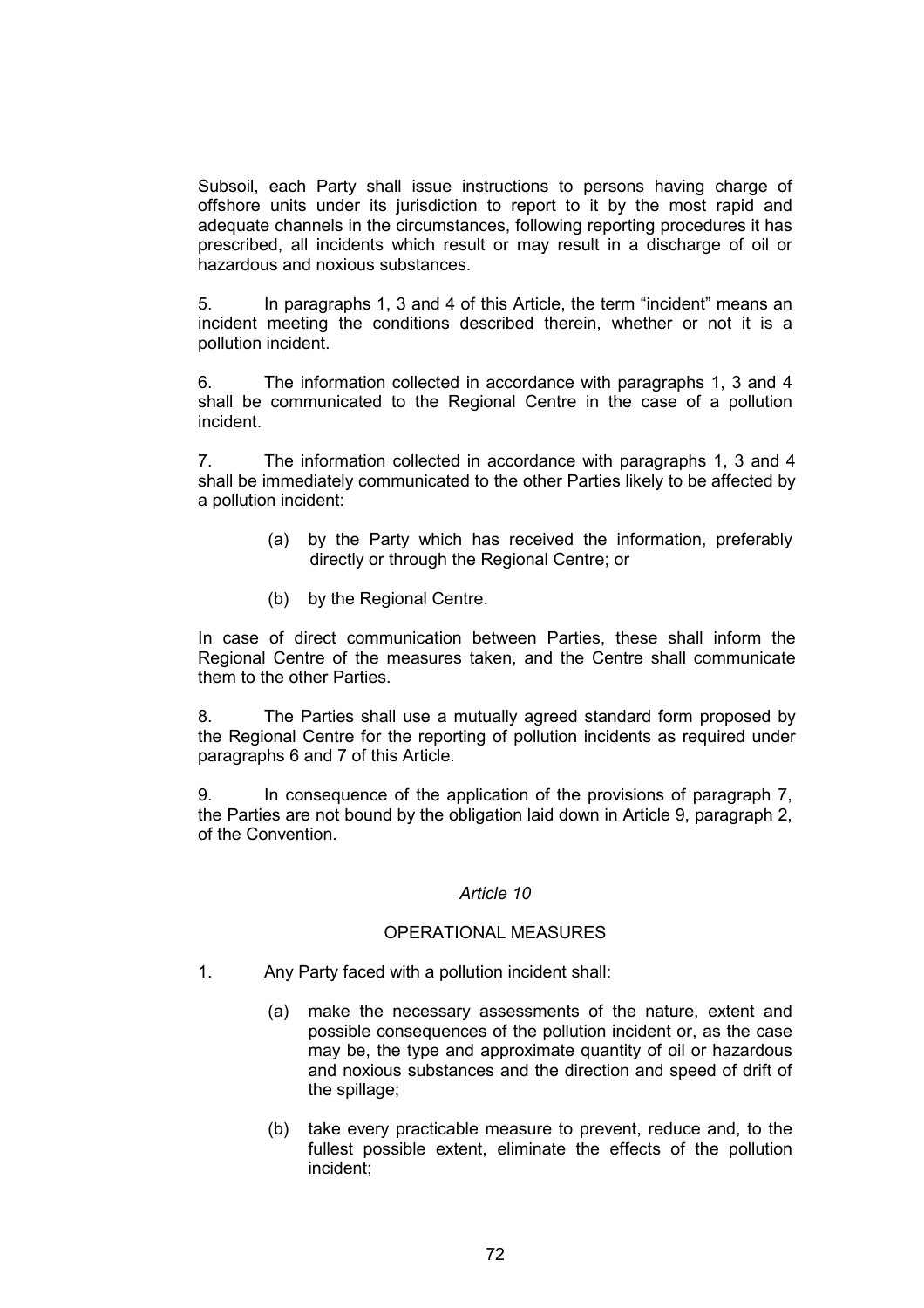Subsoil, each Party shall issue instructions to persons having charge of offshore units under its jurisdiction to report to it by the most rapid and adequate channels in the circumstances, following reporting procedures it has prescribed, all incidents which result or may result in a discharge of oil or hazardous and noxious substances.

5. In paragraphs 1, 3 and 4 of this Article, the term "incident" means an incident meeting the conditions described therein, whether or not it is a pollution incident.

6. The information collected in accordance with paragraphs 1, 3 and 4 shall be communicated to the Regional Centre in the case of a pollution incident.

7. The information collected in accordance with paragraphs 1, 3 and 4 shall be immediately communicated to the other Parties likely to be affected by a pollution incident:

(a) by the Party which has received the information, preferably directly or through the Regional Centre; or

(b) by the Regional Centre.

In case of direct communication between Parties, these shall inform the Regional Centre of the measures taken, and the Centre shall communicate them to the other Parties.

8. The Parties shall use a mutually agreed standard form proposed by the Regional Centre for the reporting of pollution incidents as required under paragraphs 6 and 7 of this Article.

9. In consequence of the application of the provisions of paragraph 7, the Parties are not bound by the obligation laid down in Article 9, paragraph 2, of the Convention.

*Article 10*

OPERATIONAL MEASURES

1. Any Party faced with a pollution incident shall:

(a) make the necessary assessments of the nature, extent and possible consequences of the pollution incident or, as the case may be, the type and approximate quantity of oil or hazardous and noxious substances and the direction and speed of drift of the spillage;

(b) take every practicable measure to prevent, reduce and, to the fullest possible extent, eliminate the effects of the pollution incident;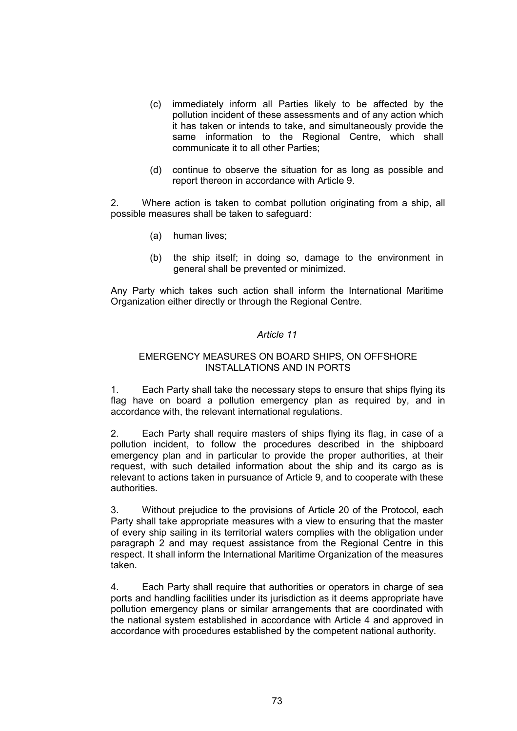(c) immediately inform all Parties likely to be affected by the pollution incident of these assessments and of any action which it has taken or intends to take, and simultaneously provide the same information to the Regional Centre, which shall communicate it to all other Parties;

(d) continue to observe the situation for as long as possible and report thereon in accordance with Article 9.

2. Where action is taken to combat pollution originating from a ship, all possible measures shall be taken to safeguard:

(a) human lives;

(b) the ship itself; in doing so, damage to the environment in general shall be prevented or minimized.

Any Party which takes such action shall inform the International Maritime Organization either directly or through the Regional Centre.

*Article 11*

EMERGENCY MEASURES ON BOARD SHIPS, ON OFFSHORE INSTALLATIONS AND IN PORTS

1. Each Party shall take the necessary steps to ensure that ships flying its flag have on board a pollution emergency plan as required by, and in accordance with, the relevant international regulations.

2. Each Party shall require masters of ships flying its flag, in case of a pollution incident, to follow the procedures described in the shipboard emergency plan and in particular to provide the proper authorities, at their request, with such detailed information about the ship and its cargo as is relevant to actions taken in pursuance of Article 9, and to cooperate with these authorities.

3. Without prejudice to the provisions of Article 20 of the Protocol, each Party shall take appropriate measures with a view to ensuring that the master of every ship sailing in its territorial waters complies with the obligation under paragraph 2 and may request assistance from the Regional Centre in this respect. It shall inform the International Maritime Organization of the measures taken.

4. Each Party shall require that authorities or operators in charge of sea ports and handling facilities under its jurisdiction as it deems appropriate have pollution emergency plans or similar arrangements that are coordinated with the national system established in accordance with Article 4 and approved in accordance with procedures established by the competent national authority.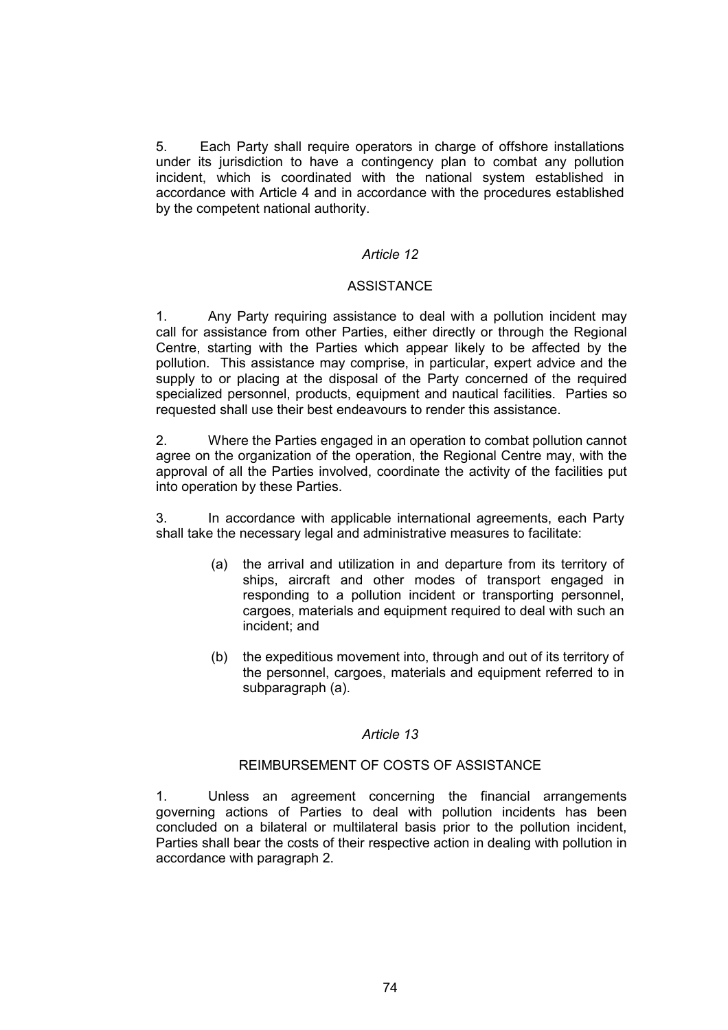5. Each Party shall require operators in charge of offshore installations under its jurisdiction to have a contingency plan to combat any pollution incident, which is coordinated with the national system established in accordance with Article 4 and in accordance with the procedures established by the competent national authority.

### *Article 12*

### ASSISTANCE

1. Any Party requiring assistance to deal with a pollution incident may call for assistance from other Parties, either directly or through the Regional Centre, starting with the Parties which appear likely to be affected by the pollution. This assistance may comprise, in particular, expert advice and the supply to or placing at the disposal of the Party concerned of the required specialized personnel, products, equipment and nautical facilities. Parties so requested shall use their best endeavours to render this assistance.

2. Where the Parties engaged in an operation to combat pollution cannot agree on the organization of the operation, the Regional Centre may, with the approval of all the Parties involved, coordinate the activity of the facilities put into operation by these Parties.

3. In accordance with applicable international agreements, each Party shall take the necessary legal and administrative measures to facilitate:

(a) the arrival and utilization in and departure from its territory of ships, aircraft and other modes of transport engaged in responding to a pollution incident or transporting personnel, cargoes, materials and equipment required to deal with such an incident; and

(b) the expeditious movement into, through and out of its territory of the personnel, cargoes, materials and equipment referred to in subparagraph (a).

### *Article 13*

### REIMBURSEMENT OF COSTS OF ASSISTANCE

1. Unless an agreement concerning the financial arrangements governing actions of Parties to deal with pollution incidents has been concluded on a bilateral or multilateral basis prior to the pollution incident, Parties shall bear the costs of their respective action in dealing with pollution in accordance with paragraph 2.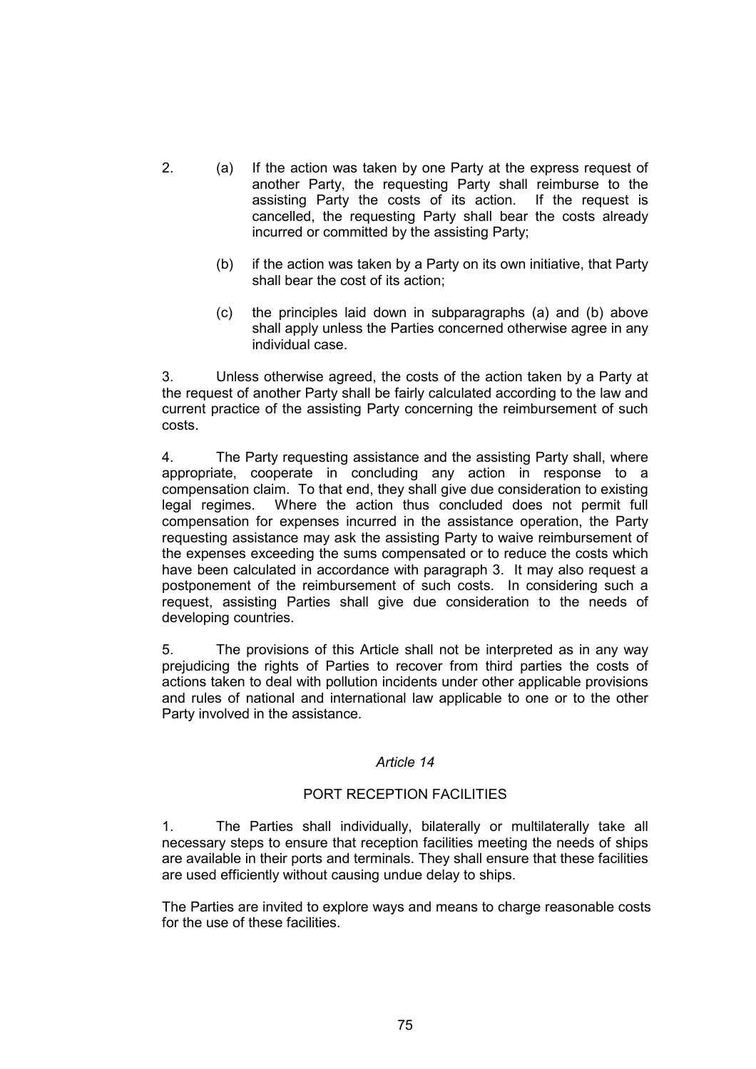2. (a) If the action was taken by one Party at the express request of another Party, the requesting Party shall reimburse to the assisting Party the costs of its action. If the request is cancelled, the requesting Party shall bear the costs already incurred or committed by the assisting Party;

(b) if the action was taken by a Party on its own initiative, that Party shall bear the cost of its action;

(c) the principles laid down in subparagraphs (a) and (b) above shall apply unless the Parties concerned otherwise agree in any individual case.

3. Unless otherwise agreed, the costs of the action taken by a Party at the request of another Party shall be fairly calculated according to the law and current practice of the assisting Party concerning the reimbursement of such costs.

4. The Party requesting assistance and the assisting Party shall, where appropriate, cooperate in concluding any action in response to a compensation claim. To that end, they shall give due consideration to existing legal regimes. Where the action thus concluded does not permit full compensation for expenses incurred in the assistance operation, the Party requesting assistance may ask the assisting Party to waive reimbursement of the expenses exceeding the sums compensated or to reduce the costs which have been calculated in accordance with paragraph 3. It may also request a postponement of the reimbursement of such costs. In considering such a request, assisting Parties shall give due consideration to the needs of developing countries.

5. The provisions of this Article shall not be interpreted as in any way prejudicing the rights of Parties to recover from third parties the costs of actions taken to deal with pollution incidents under other applicable provisions and rules of national and international law applicable to one or to the other Party involved in the assistance.

*Article 14*

## PORT RECEPTION FACILITIES

1. The Parties shall individually, bilaterally or multilaterally take all necessary steps to ensure that reception facilities meeting the needs of ships are available in their ports and terminals. They shall ensure that these facilities are used efficiently without causing undue delay to ships.

The Parties are invited to explore ways and means to charge reasonable costs for the use of these facilities.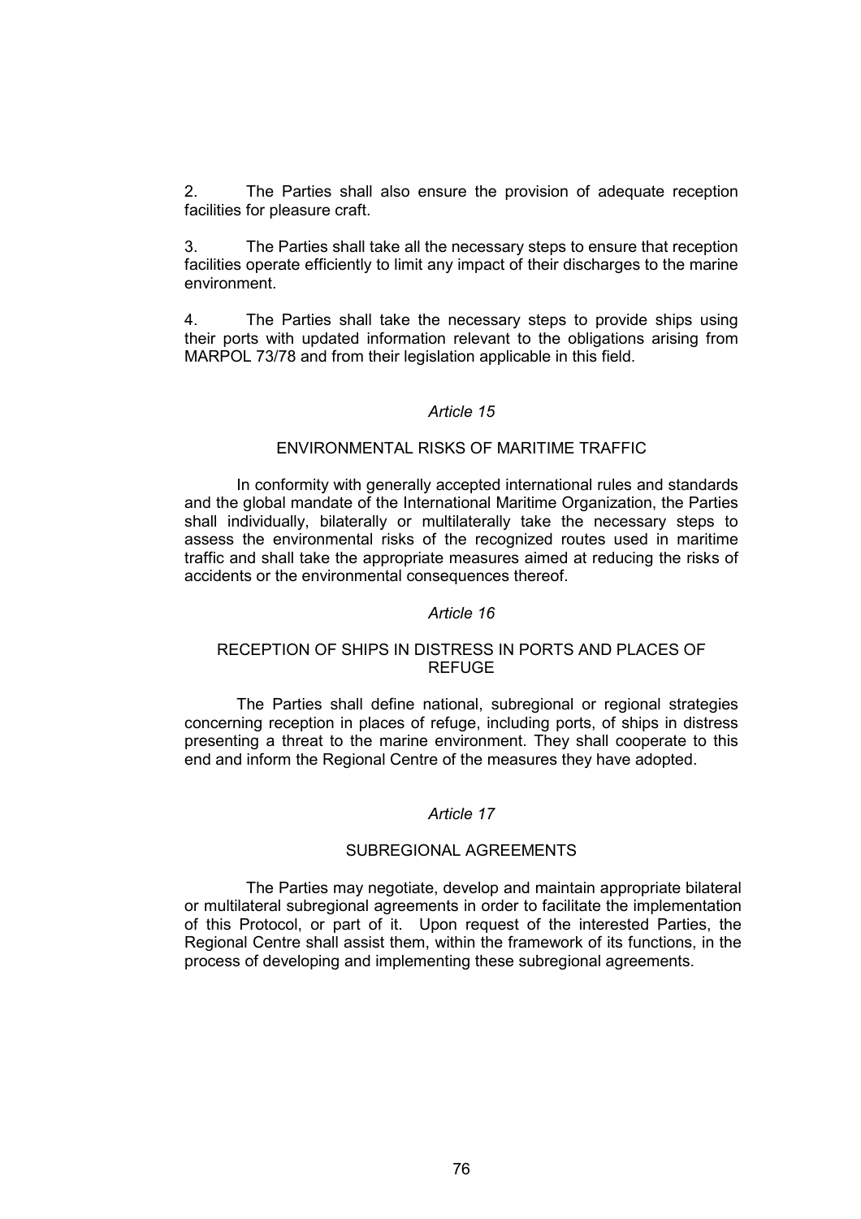2. The Parties shall also ensure the provision of adequate reception facilities for pleasure craft.

3. The Parties shall take all the necessary steps to ensure that reception facilities operate efficiently to limit any impact of their discharges to the marine environment.

4. The Parties shall take the necessary steps to provide ships using their ports with updated information relevant to the obligations arising from MARPOL 73/78 and from their legislation applicable in this field.

*Article 15*

ENVIRONMENTAL RISKS OF MARITIME TRAFFIC

In conformity with generally accepted international rules and standards and the global mandate of the International Maritime Organization, the Parties shall individually, bilaterally or multilaterally take the necessary steps to assess the environmental risks of the recognized routes used in maritime traffic and shall take the appropriate measures aimed at reducing the risks of accidents or the environmental consequences thereof.

*Article 16*

RECEPTION OF SHIPS IN DISTRESS IN PORTS AND PLACES OF REFUGE

The Parties shall define national, subregional or regional strategies concerning reception in places of refuge, including ports, of ships in distress presenting a threat to the marine environment. They shall cooperate to this end and inform the Regional Centre of the measures they have adopted.

*Article 17*

SUBREGIONAL AGREEMENTS

The Parties may negotiate, develop and maintain appropriate bilateral or multilateral subregional agreements in order to facilitate the implementation of this Protocol, or part of it. Upon request of the interested Parties, the Regional Centre shall assist them, within the framework of its functions, in the process of developing and implementing these subregional agreements.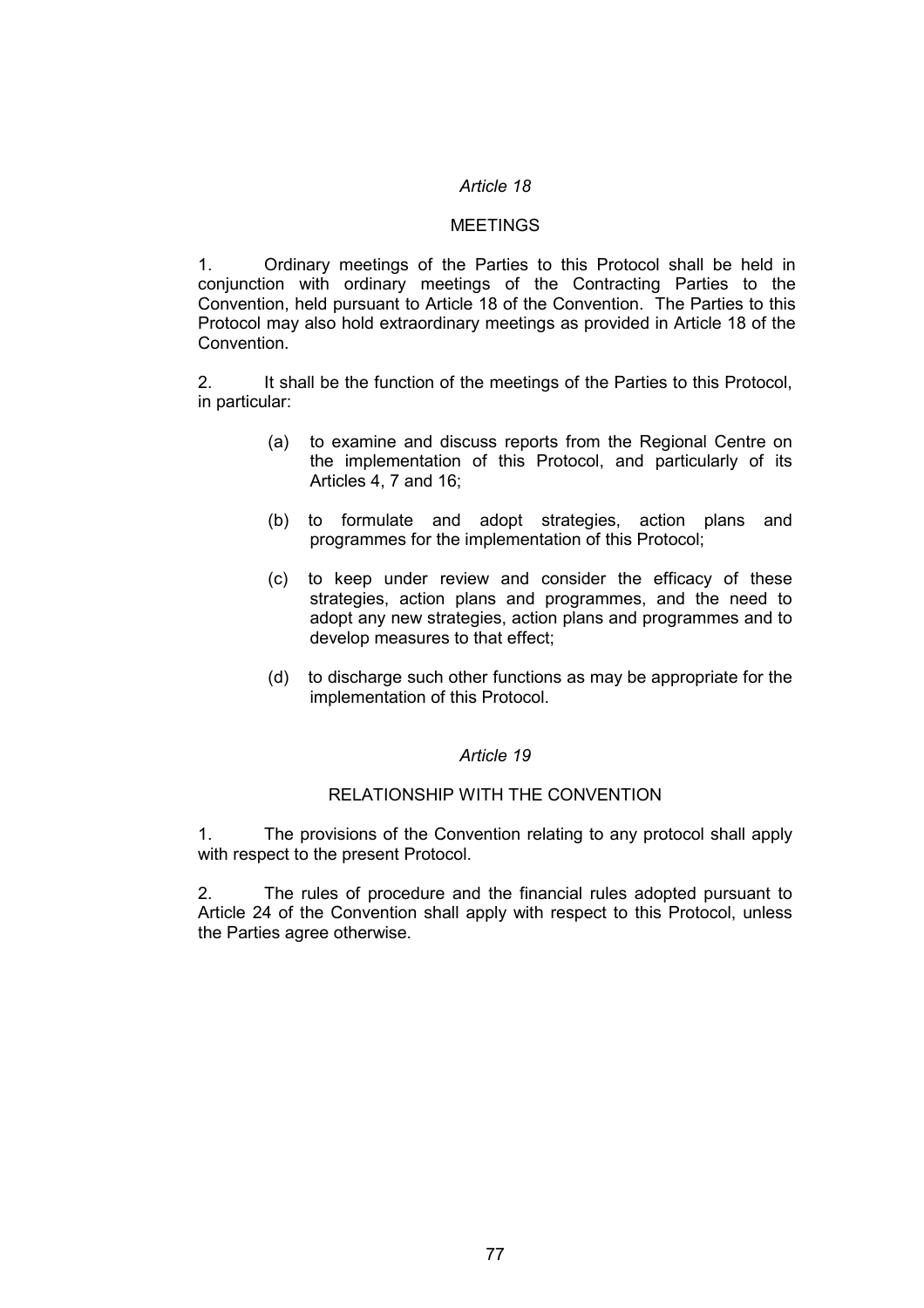*Article 18*

## MEETINGS

1. Ordinary meetings of the Parties to this Protocol shall be held in conjunction with ordinary meetings of the Contracting Parties to the Convention, held pursuant to Article 18 of the Convention. The Parties to this Protocol may also hold extraordinary meetings as provided in Article 18 of the Convention.

2. It shall be the function of the meetings of the Parties to this Protocol, in particular:

   (a) to examine and discuss reports from the Regional Centre on the implementation of this Protocol, and particularly of its Articles 4, 7 and 16;

   (b) to formulate and adopt strategies, action plans and programmes for the implementation of this Protocol;

   (c) to keep under review and consider the efficacy of these strategies, action plans and programmes, and the need to adopt any new strategies, action plans and programmes and to develop measures to that effect;

   (d) to discharge such other functions as may be appropriate for the implementation of this Protocol.

*Article 19*

## RELATIONSHIP WITH THE CONVENTION

1. The provisions of the Convention relating to any protocol shall apply with respect to the present Protocol.

2. The rules of procedure and the financial rules adopted pursuant to Article 24 of the Convention shall apply with respect to this Protocol, unless the Parties agree otherwise.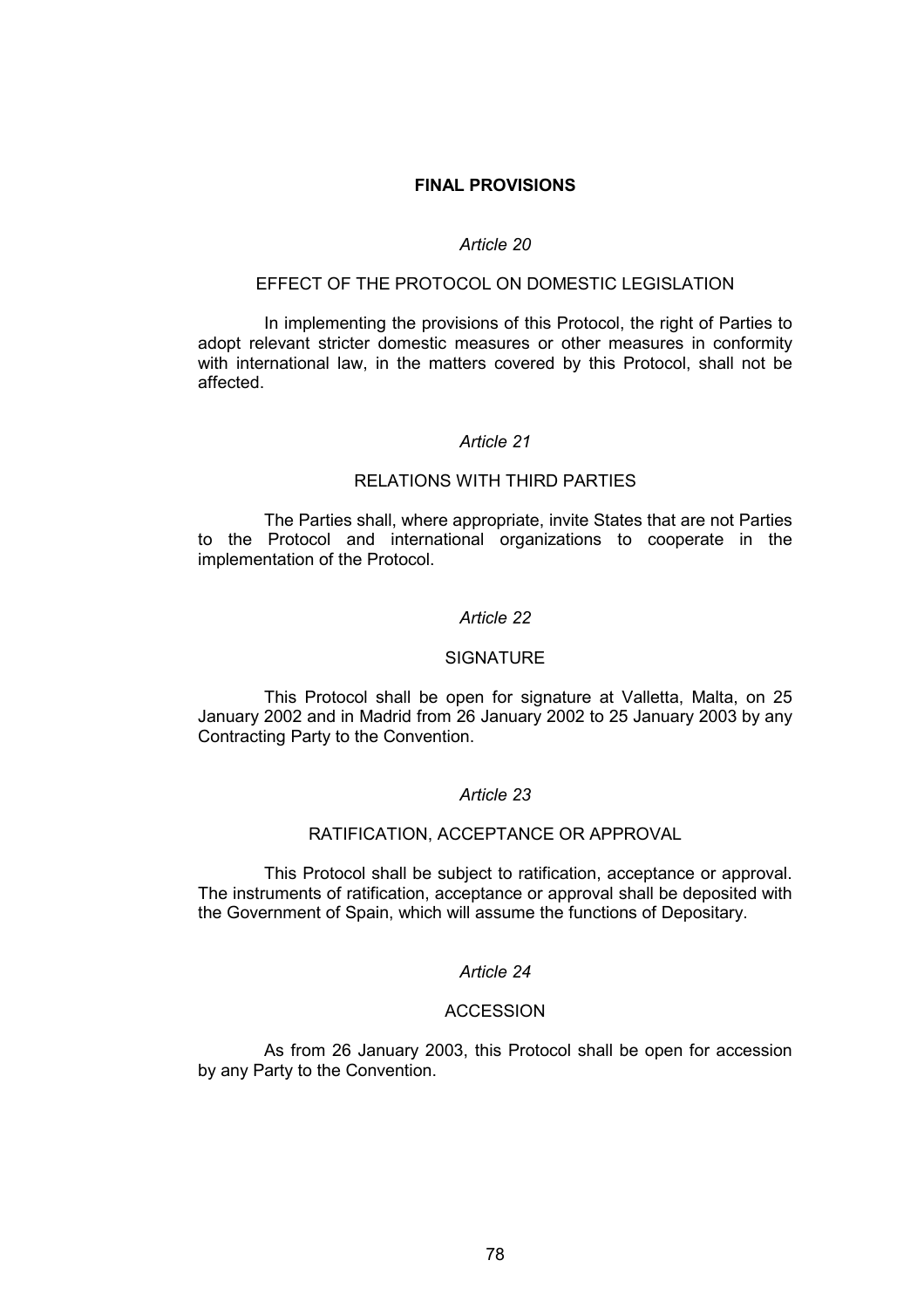## FINAL PROVISIONS

*Article 20*

### EFFECT OF THE PROTOCOL ON DOMESTIC LEGISLATION

In implementing the provisions of this Protocol, the right of Parties to adopt relevant stricter domestic measures or other measures in conformity with international law, in the matters covered by this Protocol, shall not be affected.

*Article 21*

### RELATIONS WITH THIRD PARTIES

The Parties shall, where appropriate, invite States that are not Parties to the Protocol and international organizations to cooperate in the implementation of the Protocol.

*Article 22*

### SIGNATURE

This Protocol shall be open for signature at Valletta, Malta, on 25 January 2002 and in Madrid from 26 January 2002 to 25 January 2003 by any Contracting Party to the Convention.

*Article 23*

### RATIFICATION, ACCEPTANCE OR APPROVAL

This Protocol shall be subject to ratification, acceptance or approval. The instruments of ratification, acceptance or approval shall be deposited with the Government of Spain, which will assume the functions of Depositary.

*Article 24*

### ACCESSION

As from 26 January 2003, this Protocol shall be open for accession by any Party to the Convention.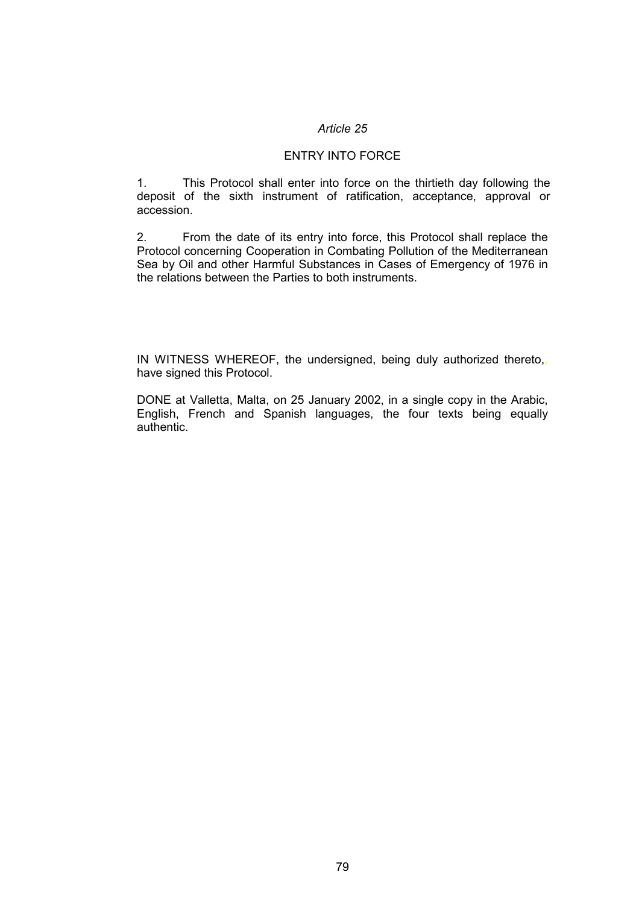*Article 25*

ENTRY INTO FORCE

1. This Protocol shall enter into force on the thirtieth day following the deposit of the sixth instrument of ratification, acceptance, approval or accession.

2. From the date of its entry into force, this Protocol shall replace the Protocol concerning Cooperation in Combating Pollution of the Mediterranean Sea by Oil and other Harmful Substances in Cases of Emergency of 1976 in the relations between the Parties to both instruments.

IN WITNESS WHEREOF, the undersigned, being duly authorized thereto,, have signed this Protocol.

DONE at Valletta, Malta, on 25 January 2002, in a single copy in the Arabic, English, French and Spanish languages, the four texts being equally authentic.